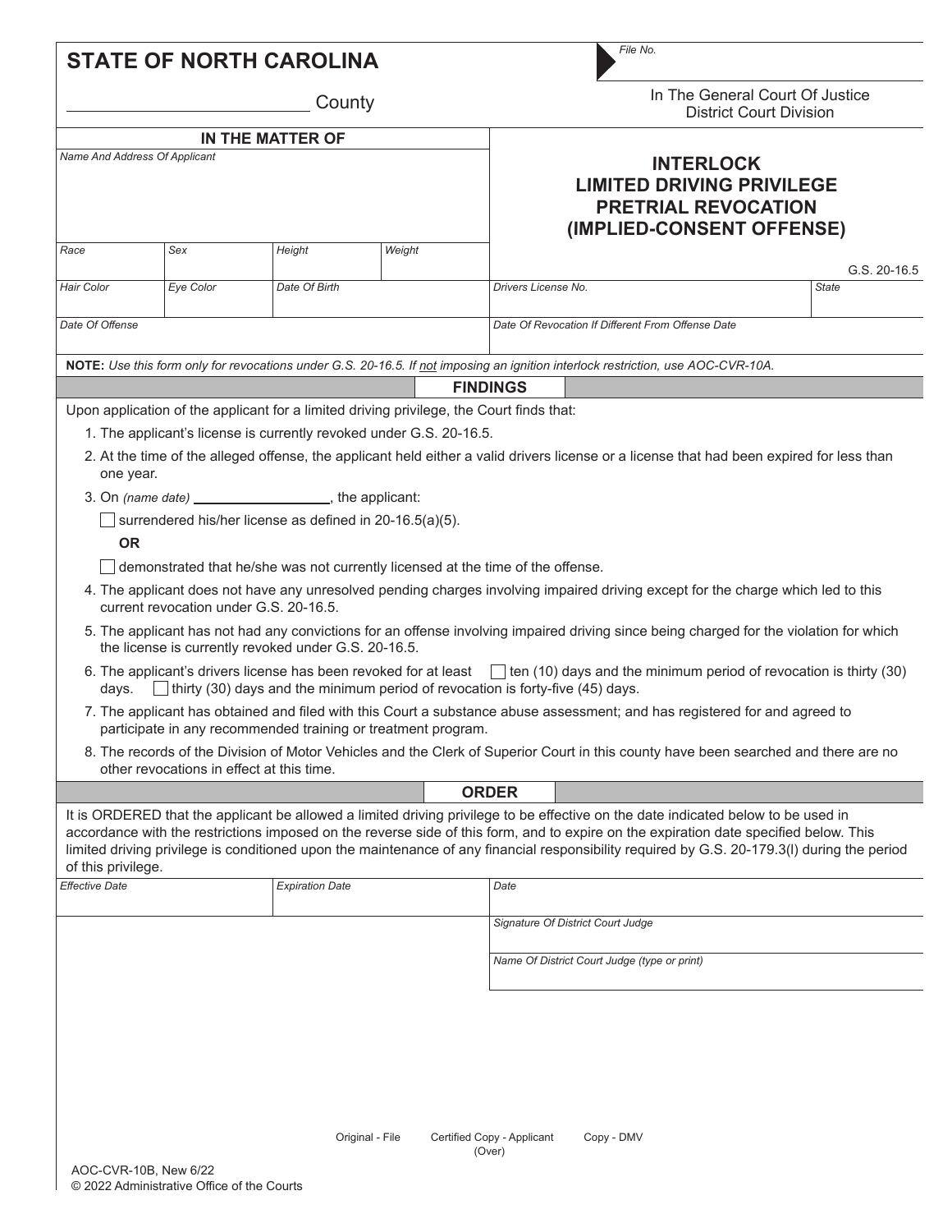# STATE OF NORTH CAROLINA

_________________________ County

*File No.*

In The General Court Of Justice
District Court Division

| IN THE MATTER OF | | | | |
|---|---|---|---|---|
| *Name And Address Of Applicant* | | | | **INTERLOCK LIMITED DRIVING PRIVILEGE PRETRIAL REVOCATION (IMPLIED-CONSENT OFFENSE)** |
| *Race* | *Sex* | *Height* | *Weight* | G.S. 20-16.5 |
| *Hair Color* | *Eye Color* | *Date Of Birth* | | *Drivers License No.* / *State* |
| *Date Of Offense* | | | | *Date Of Revocation If Different From Offense Date* |

**NOTE:** *Use this form only for revocations under G.S. 20-16.5. If not imposing an ignition interlock restriction, use AOC-CVR-10A.*

## FINDINGS

Upon application of the applicant for a limited driving privilege, the Court finds that:

1. The applicant's license is currently revoked under G.S. 20-16.5.
2. At the time of the alleged offense, the applicant held either a valid drivers license or a license that had been expired for less than one year.
3. On *(name date)* __________________, the applicant:

   ☐ surrendered his/her license as defined in 20-16.5(a)(5).

   **OR**

   ☐ demonstrated that he/she was not currently licensed at the time of the offense.
4. The applicant does not have any unresolved pending charges involving impaired driving except for the charge which led to this current revocation under G.S. 20-16.5.
5. The applicant has not had any convictions for an offense involving impaired driving since being charged for the violation for which the license is currently revoked under G.S. 20-16.5.
6. The applicant's drivers license has been revoked for at least ☐ ten (10) days and the minimum period of revocation is thirty (30) days. ☐ thirty (30) days and the minimum period of revocation is forty-five (45) days.
7. The applicant has obtained and filed with this Court a substance abuse assessment; and has registered for and agreed to participate in any recommended training or treatment program.
8. The records of the Division of Motor Vehicles and the Clerk of Superior Court in this county have been searched and there are no other revocations in effect at this time.

## ORDER

It is ORDERED that the applicant be allowed a limited driving privilege to be effective on the date indicated below to be used in accordance with the restrictions imposed on the reverse side of this form, and to expire on the expiration date specified below. This limited driving privilege is conditioned upon the maintenance of any financial responsibility required by G.S. 20-179.3(l) during the period of this privilege.

| *Effective Date* | *Expiration Date* | *Date* |
|---|---|---|
| | | *Signature Of District Court Judge* |
| | | *Name Of District Court Judge (type or print)* |

Original - File     Certified Copy - Applicant     Copy - DMV

(Over)

AOC-CVR-10B, New 6/22
© 2022 Administrative Office of the Courts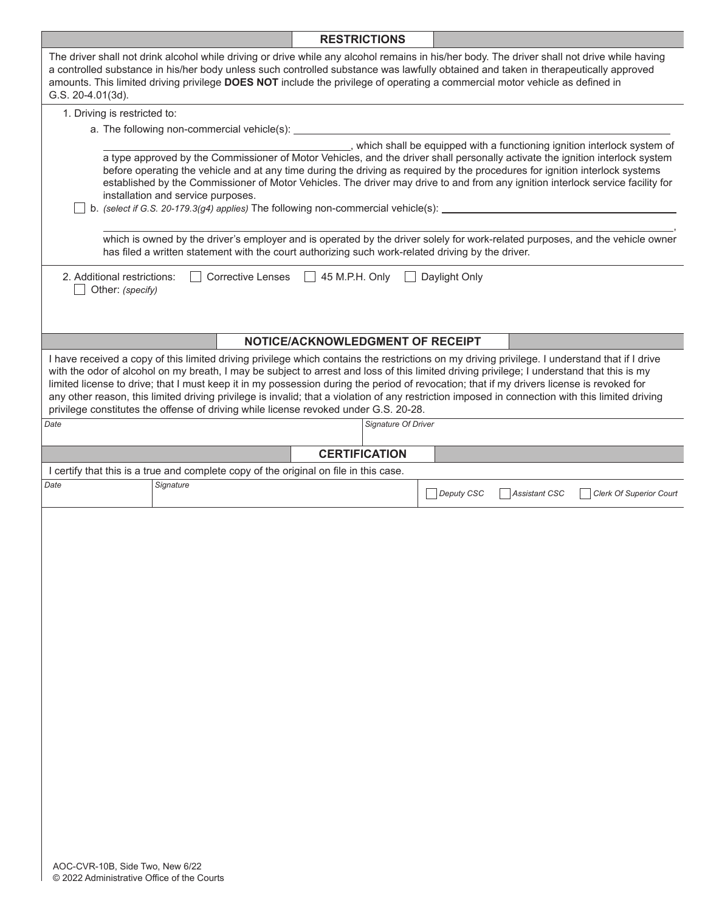## RESTRICTIONS

The driver shall not drink alcohol while driving or drive while any alcohol remains in his/her body. The driver shall not drive while having a controlled substance in his/her body unless such controlled substance was lawfully obtained and taken in therapeutically approved amounts. This limited driving privilege **DOES NOT** include the privilege of operating a commercial motor vehicle as defined in G.S. 20-4.01(3d).

1. Driving is restricted to:

   a. The following non-commercial vehicle(s): ______________________________

   ______________________________, which shall be equipped with a functioning ignition interlock system of a type approved by the Commissioner of Motor Vehicles, and the driver shall personally activate the ignition interlock system before operating the vehicle and at any time during the driving as required by the procedures for ignition interlock systems established by the Commissioner of Motor Vehicles. The driver may drive to and from any ignition interlock service facility for installation and service purposes.

   ☐ b. *(select if G.S. 20-179.3(g4) applies)* The following non-commercial vehicle(s): ______________________________

   ______________________________, which is owned by the driver's employer and is operated by the driver solely for work-related purposes, and the vehicle owner has filed a written statement with the court authorizing such work-related driving by the driver.

2. Additional restrictions: ☐ Corrective Lenses ☐ 45 M.P.H. Only ☐ Daylight Only

   ☐ Other: *(specify)*

## NOTICE/ACKNOWLEDGMENT OF RECEIPT

I have received a copy of this limited driving privilege which contains the restrictions on my driving privilege. I understand that if I drive with the odor of alcohol on my breath, I may be subject to arrest and loss of this limited driving privilege; I understand that this is my limited license to drive; that I must keep it in my possession during the period of revocation; that if my drivers license is revoked for any other reason, this limited driving privilege is invalid; that a violation of any restriction imposed in connection with this limited driving privilege constitutes the offense of driving while license revoked under G.S. 20-28.

| *Date* | *Signature Of Driver* |
|---|---|
| | |

## CERTIFICATION

I certify that this is a true and complete copy of the original on file in this case.

| *Date* | *Signature* | |
|---|---|---|
| | | ☐ *Deputy CSC* ☐ *Assistant CSC* ☐ *Clerk Of Superior Court* |

AOC-CVR-10B, Side Two, New 6/22
© 2022 Administrative Office of the Courts